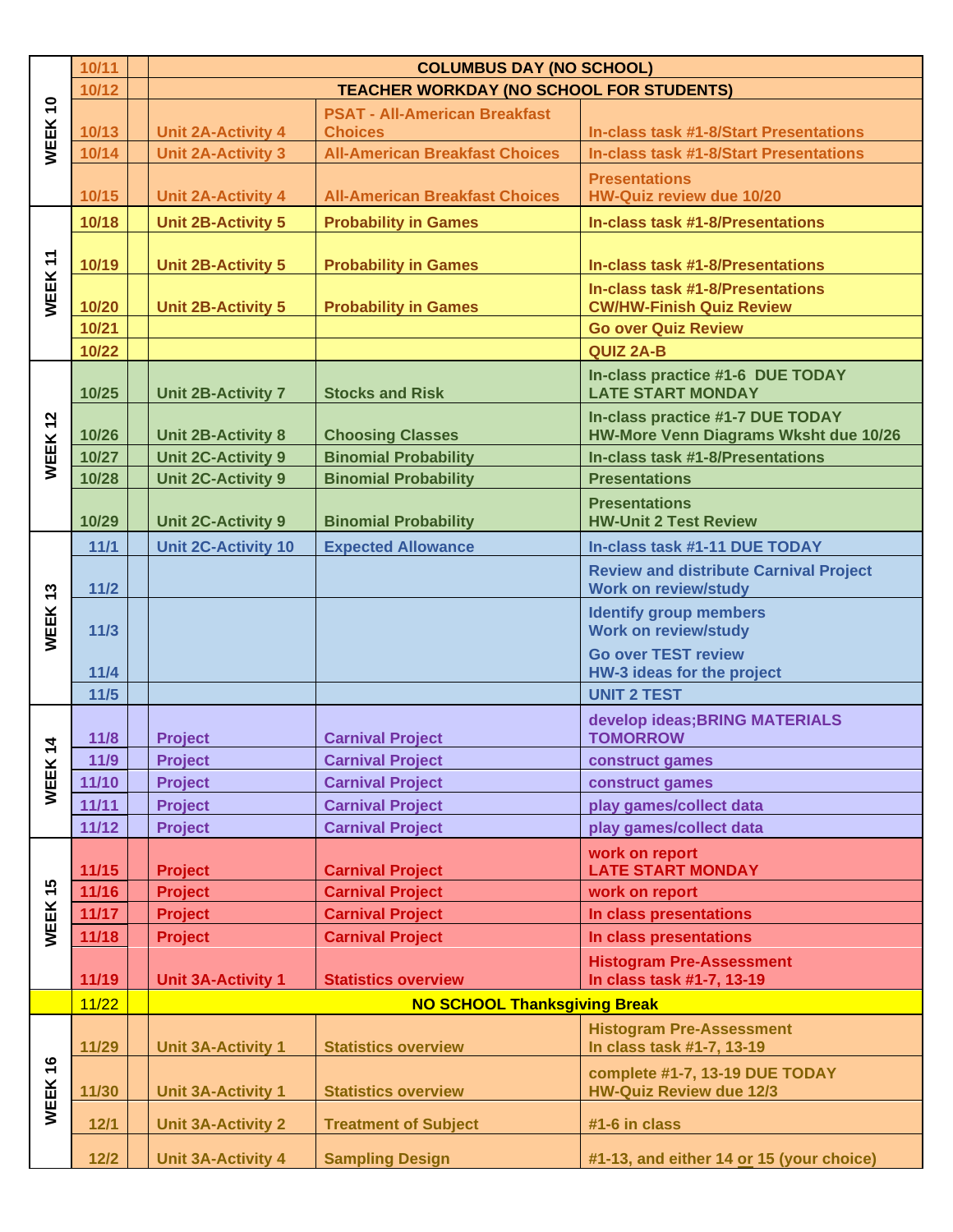| Week | Date | | Unit/Activity | Topic | Tasks |
|---|---|---|---|---|---|
| WEEK 10 | 10/11 | | COLUMBUS DAY (NO SCHOOL) | | |
| | 10/12 | | TEACHER WORKDAY (NO SCHOOL FOR STUDENTS) | | |
| | 10/13 | | Unit 2A-Activity 4 | PSAT - All-American Breakfast Choices | In-class task #1-8/Start Presentations |
| | 10/14 | | Unit 2A-Activity 3 | All-American Breakfast Choices | In-class task #1-8/Start Presentations |
| | 10/15 | | Unit 2A-Activity 4 | All-American Breakfast Choices | Presentations<br>HW-Quiz review due 10/20 |
| WEEK 11 | 10/18 | | Unit 2B-Activity 5 | Probability in Games | In-class task #1-8/Presentations |
| | 10/19 | | Unit 2B-Activity 5 | Probability in Games | In-class task #1-8/Presentations |
| | 10/20 | | Unit 2B-Activity 5 | Probability in Games | In-class task #1-8/Presentations<br>CW/HW-Finish Quiz Review |
| | 10/21 | | | | Go over Quiz Review |
| | 10/22 | | | | QUIZ 2A-B |
| WEEK 12 | 10/25 | | Unit 2B-Activity 7 | Stocks and Risk | In-class practice #1-6 DUE TODAY<br>LATE START MONDAY |
| | 10/26 | | Unit 2B-Activity 8 | Choosing Classes | In-class practice #1-7 DUE TODAY<br>HW-More Venn Diagrams Wksht due 10/26 |
| | 10/27 | | Unit 2C-Activity 9 | Binomial Probability | In-class task #1-8/Presentations |
| | 10/28 | | Unit 2C-Activity 9 | Binomial Probability | Presentations |
| | 10/29 | | Unit 2C-Activity 9 | Binomial Probability | Presentations<br>HW-Unit 2 Test Review |
| WEEK 13 | 11/1 | | Unit 2C-Activity 10 | Expected Allowance | In-class task #1-11 DUE TODAY |
| | 11/2 | | | | Review and distribute Carnival Project<br>Work on review/study |
| | 11/3 | | | | Identify group members<br>Work on review/study |
| | 11/4 | | | | Go over TEST review<br>HW-3 ideas for the project |
| | 11/5 | | | | UNIT 2 TEST |
| WEEK 14 | 11/8 | | Project | Carnival Project | develop ideas;BRING MATERIALS TOMORROW |
| | 11/9 | | Project | Carnival Project | construct games |
| | 11/10 | | Project | Carnival Project | construct games |
| | 11/11 | | Project | Carnival Project | play games/collect data |
| | 11/12 | | Project | Carnival Project | play games/collect data |
| WEEK 15 | 11/15 | | Project | Carnival Project | work on report<br>LATE START MONDAY |
| | 11/16 | | Project | Carnival Project | work on report |
| | 11/17 | | Project | Carnival Project | In class presentations |
| | 11/18 | | Project | Carnival Project | In class presentations |
| | 11/19 | | Unit 3A-Activity 1 | Statistics overview | Histogram Pre-Assessment<br>In class task #1-7, 13-19 |
| | 11/22 | | NO SCHOOL Thanksgiving Break | | |
| WEEK 16 | 11/29 | | Unit 3A-Activity 1 | Statistics overview | Histogram Pre-Assessment<br>In class task #1-7, 13-19 |
| | 11/30 | | Unit 3A-Activity 1 | Statistics overview | complete #1-7, 13-19 DUE TODAY<br>HW-Quiz Review due 12/3 |
| | 12/1 | | Unit 3A-Activity 2 | Treatment of Subject | #1-6 in class |
| | 12/2 | | Unit 3A-Activity 4 | Sampling Design | #1-13, and either 14 or 15 (your choice) |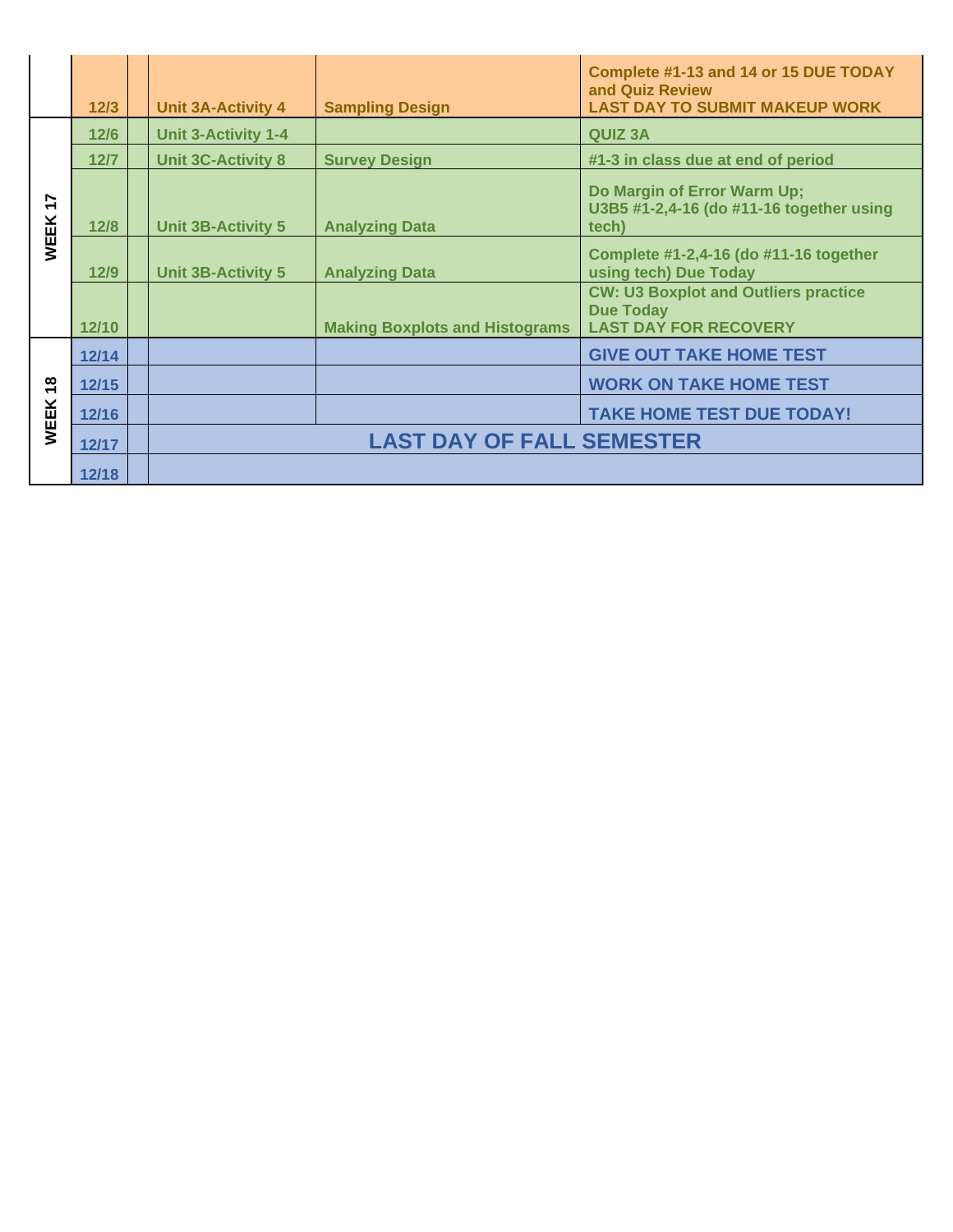| | | | | | |
|---|---|---|---|---|---|
| | 12/3 | | Unit 3A-Activity 4 | Sampling Design | Complete #1-13 and 14 or 15 DUE TODAY and Quiz Review<br>LAST DAY TO SUBMIT MAKEUP WORK |
| WEEK 17 | 12/6 | | Unit 3-Activity 1-4 | | QUIZ 3A |
| | 12/7 | | Unit 3C-Activity 8 | Survey Design | #1-3 in class due at end of period |
| | 12/8 | | Unit 3B-Activity 5 | Analyzing Data | Do Margin of Error Warm Up;<br>U3B5 #1-2,4-16 (do #11-16 together using tech) |
| | 12/9 | | Unit 3B-Activity 5 | Analyzing Data | Complete #1-2,4-16 (do #11-16 together using tech) Due Today |
| | 12/10 | | | Making Boxplots and Histograms | CW: U3 Boxplot and Outliers practice Due Today<br>LAST DAY FOR RECOVERY |
| WEEK 18 | 12/14 | | | | GIVE OUT TAKE HOME TEST |
| | 12/15 | | | | WORK ON TAKE HOME TEST |
| | 12/16 | | | | TAKE HOME TEST DUE TODAY! |
| | 12/17 | | LAST DAY OF FALL SEMESTER | | |
| | 12/18 | | | | |